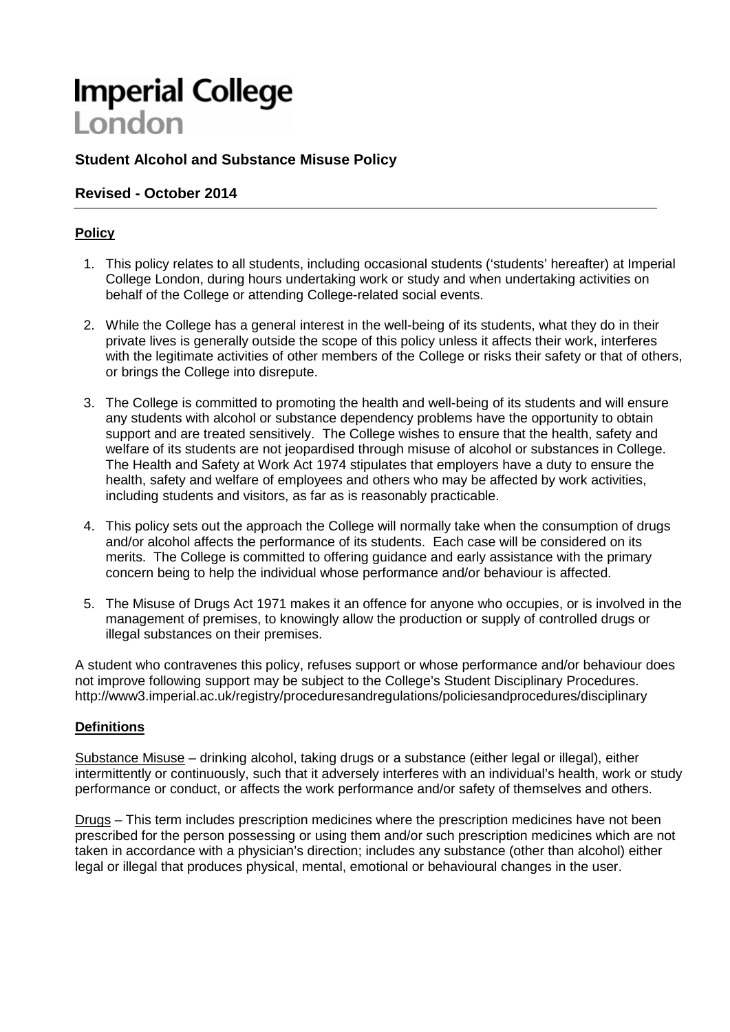# Imperial College London

## Student Alcohol and Substance Misuse Policy

## Revised - October 2014

---

### Policy

1. This policy relates to all students, including occasional students ('students' hereafter) at Imperial College London, during hours undertaking work or study and when undertaking activities on behalf of the College or attending College-related social events.

2. While the College has a general interest in the well-being of its students, what they do in their private lives is generally outside the scope of this policy unless it affects their work, interferes with the legitimate activities of other members of the College or risks their safety or that of others, or brings the College into disrepute.

3. The College is committed to promoting the health and well-being of its students and will ensure any students with alcohol or substance dependency problems have the opportunity to obtain support and are treated sensitively. The College wishes to ensure that the health, safety and welfare of its students are not jeopardised through misuse of alcohol or substances in College. The Health and Safety at Work Act 1974 stipulates that employers have a duty to ensure the health, safety and welfare of employees and others who may be affected by work activities, including students and visitors, as far as is reasonably practicable.

4. This policy sets out the approach the College will normally take when the consumption of drugs and/or alcohol affects the performance of its students. Each case will be considered on its merits. The College is committed to offering guidance and early assistance with the primary concern being to help the individual whose performance and/or behaviour is affected.

5. The Misuse of Drugs Act 1971 makes it an offence for anyone who occupies, or is involved in the management of premises, to knowingly allow the production or supply of controlled drugs or illegal substances on their premises.

A student who contravenes this policy, refuses support or whose performance and/or behaviour does not improve following support may be subject to the College's Student Disciplinary Procedures. http://www3.imperial.ac.uk/registry/proceduresandregulations/policiesandprocedures/disciplinary

### Definitions

Substance Misuse – drinking alcohol, taking drugs or a substance (either legal or illegal), either intermittently or continuously, such that it adversely interferes with an individual's health, work or study performance or conduct, or affects the work performance and/or safety of themselves and others.

Drugs – This term includes prescription medicines where the prescription medicines have not been prescribed for the person possessing or using them and/or such prescription medicines which are not taken in accordance with a physician's direction; includes any substance (other than alcohol) either legal or illegal that produces physical, mental, emotional or behavioural changes in the user.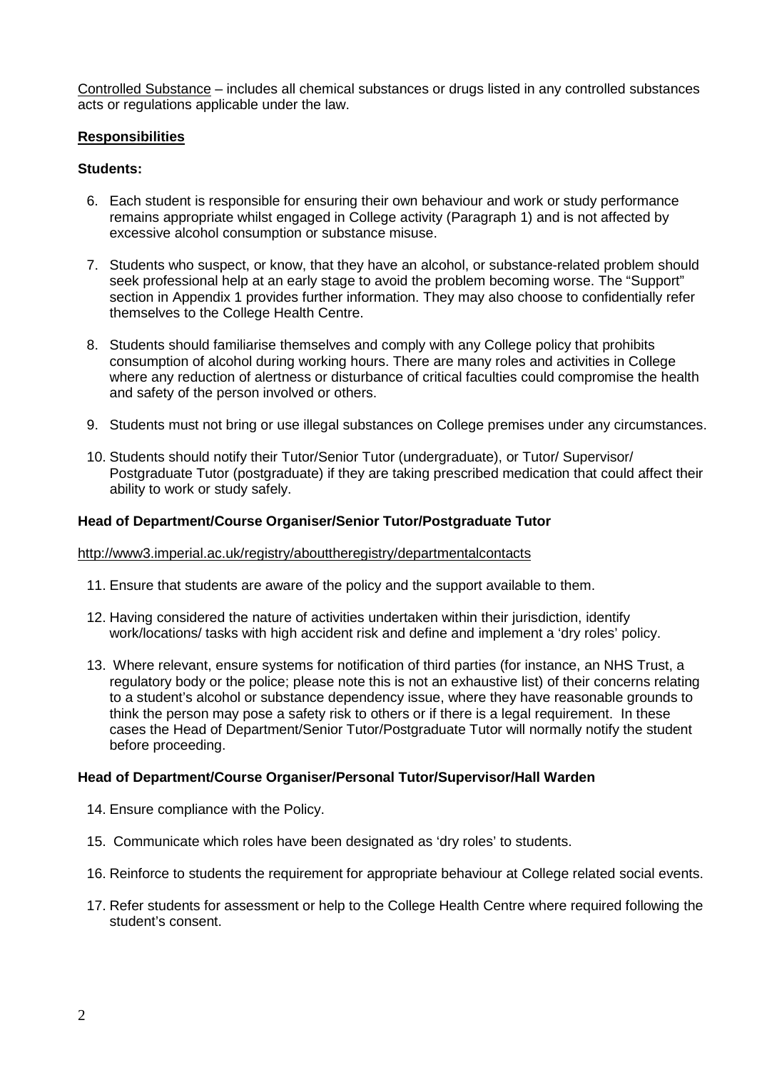Controlled Substance – includes all chemical substances or drugs listed in any controlled substances acts or regulations applicable under the law.

## Responsibilities

### Students:

6. Each student is responsible for ensuring their own behaviour and work or study performance remains appropriate whilst engaged in College activity (Paragraph 1) and is not affected by excessive alcohol consumption or substance misuse.

7. Students who suspect, or know, that they have an alcohol, or substance-related problem should seek professional help at an early stage to avoid the problem becoming worse. The "Support" section in Appendix 1 provides further information. They may also choose to confidentially refer themselves to the College Health Centre.

8. Students should familiarise themselves and comply with any College policy that prohibits consumption of alcohol during working hours. There are many roles and activities in College where any reduction of alertness or disturbance of critical faculties could compromise the health and safety of the person involved or others.

9. Students must not bring or use illegal substances on College premises under any circumstances.

10. Students should notify their Tutor/Senior Tutor (undergraduate), or Tutor/ Supervisor/ Postgraduate Tutor (postgraduate) if they are taking prescribed medication that could affect their ability to work or study safely.

### Head of Department/Course Organiser/Senior Tutor/Postgraduate Tutor

http://www3.imperial.ac.uk/registry/abouttheregistry/departmentalcontacts

11. Ensure that students are aware of the policy and the support available to them.

12. Having considered the nature of activities undertaken within their jurisdiction, identify work/locations/ tasks with high accident risk and define and implement a 'dry roles' policy.

13. Where relevant, ensure systems for notification of third parties (for instance, an NHS Trust, a regulatory body or the police; please note this is not an exhaustive list) of their concerns relating to a student's alcohol or substance dependency issue, where they have reasonable grounds to think the person may pose a safety risk to others or if there is a legal requirement. In these cases the Head of Department/Senior Tutor/Postgraduate Tutor will normally notify the student before proceeding.

### Head of Department/Course Organiser/Personal Tutor/Supervisor/Hall Warden

14. Ensure compliance with the Policy.

15. Communicate which roles have been designated as 'dry roles' to students.

16. Reinforce to students the requirement for appropriate behaviour at College related social events.

17. Refer students for assessment or help to the College Health Centre where required following the student's consent.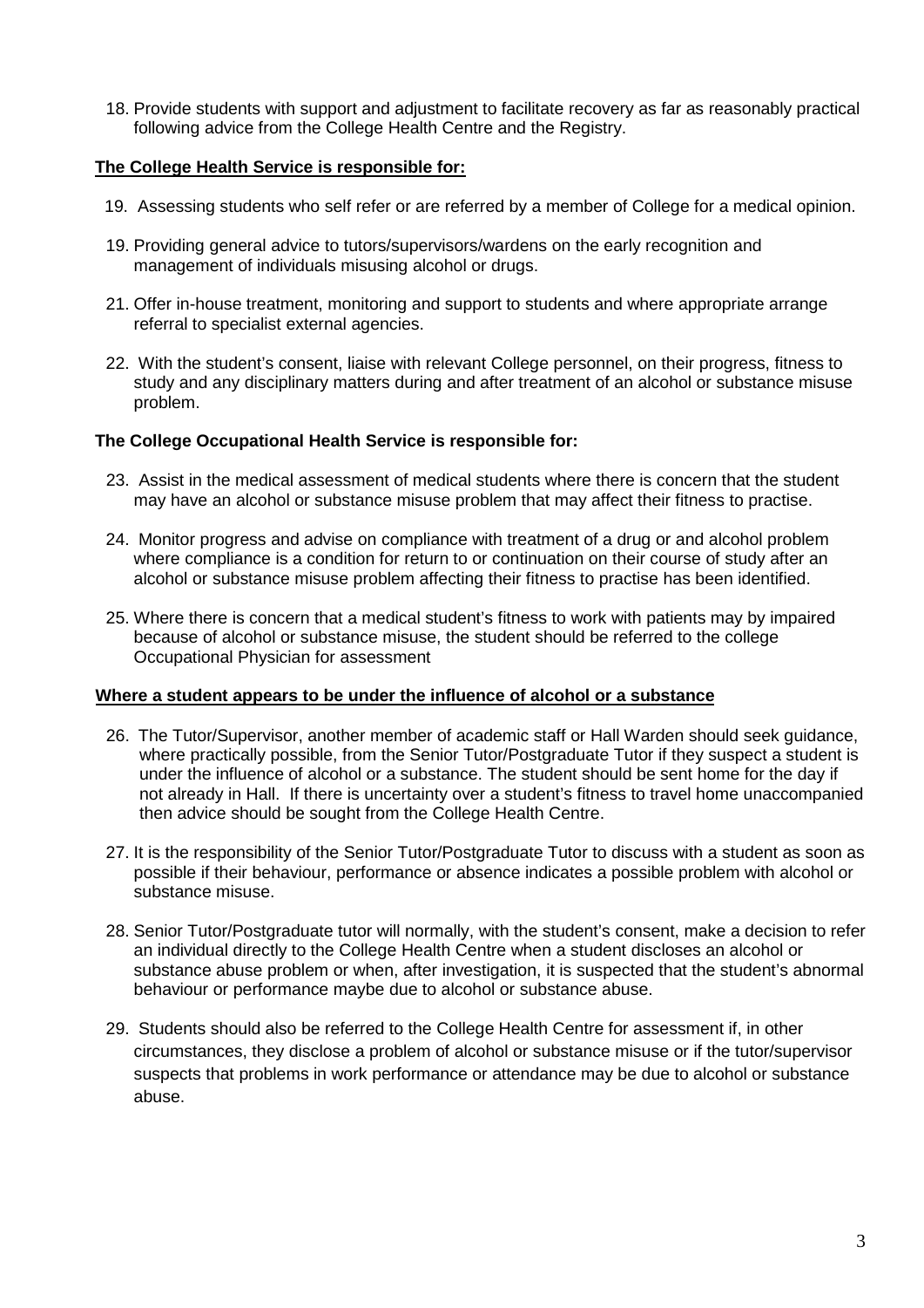18. Provide students with support and adjustment to facilitate recovery as far as reasonably practical following advice from the College Health Centre and the Registry.

**<u>The College Health Service is responsible for:</u>**

19. Assessing students who self refer or are referred by a member of College for a medical opinion.

19. Providing general advice to tutors/supervisors/wardens on the early recognition and management of individuals misusing alcohol or drugs.

21. Offer in-house treatment, monitoring and support to students and where appropriate arrange referral to specialist external agencies.

22. With the student's consent, liaise with relevant College personnel, on their progress, fitness to study and any disciplinary matters during and after treatment of an alcohol or substance misuse problem.

**The College Occupational Health Service is responsible for:**

23. Assist in the medical assessment of medical students where there is concern that the student may have an alcohol or substance misuse problem that may affect their fitness to practise.

24. Monitor progress and advise on compliance with treatment of a drug or and alcohol problem where compliance is a condition for return to or continuation on their course of study after an alcohol or substance misuse problem affecting their fitness to practise has been identified.

25. Where there is concern that a medical student's fitness to work with patients may by impaired because of alcohol or substance misuse, the student should be referred to the college Occupational Physician for assessment

**<u>Where a student appears to be under the influence of alcohol or a substance</u>**

26. The Tutor/Supervisor, another member of academic staff or Hall Warden should seek guidance, where practically possible, from the Senior Tutor/Postgraduate Tutor if they suspect a student is under the influence of alcohol or a substance. The student should be sent home for the day if not already in Hall. If there is uncertainty over a student's fitness to travel home unaccompanied then advice should be sought from the College Health Centre.

27. It is the responsibility of the Senior Tutor/Postgraduate Tutor to discuss with a student as soon as possible if their behaviour, performance or absence indicates a possible problem with alcohol or substance misuse.

28. Senior Tutor/Postgraduate tutor will normally, with the student's consent, make a decision to refer an individual directly to the College Health Centre when a student discloses an alcohol or substance abuse problem or when, after investigation, it is suspected that the student's abnormal behaviour or performance maybe due to alcohol or substance abuse.

29. Students should also be referred to the College Health Centre for assessment if, in other circumstances, they disclose a problem of alcohol or substance misuse or if the tutor/supervisor suspects that problems in work performance or attendance may be due to alcohol or substance abuse.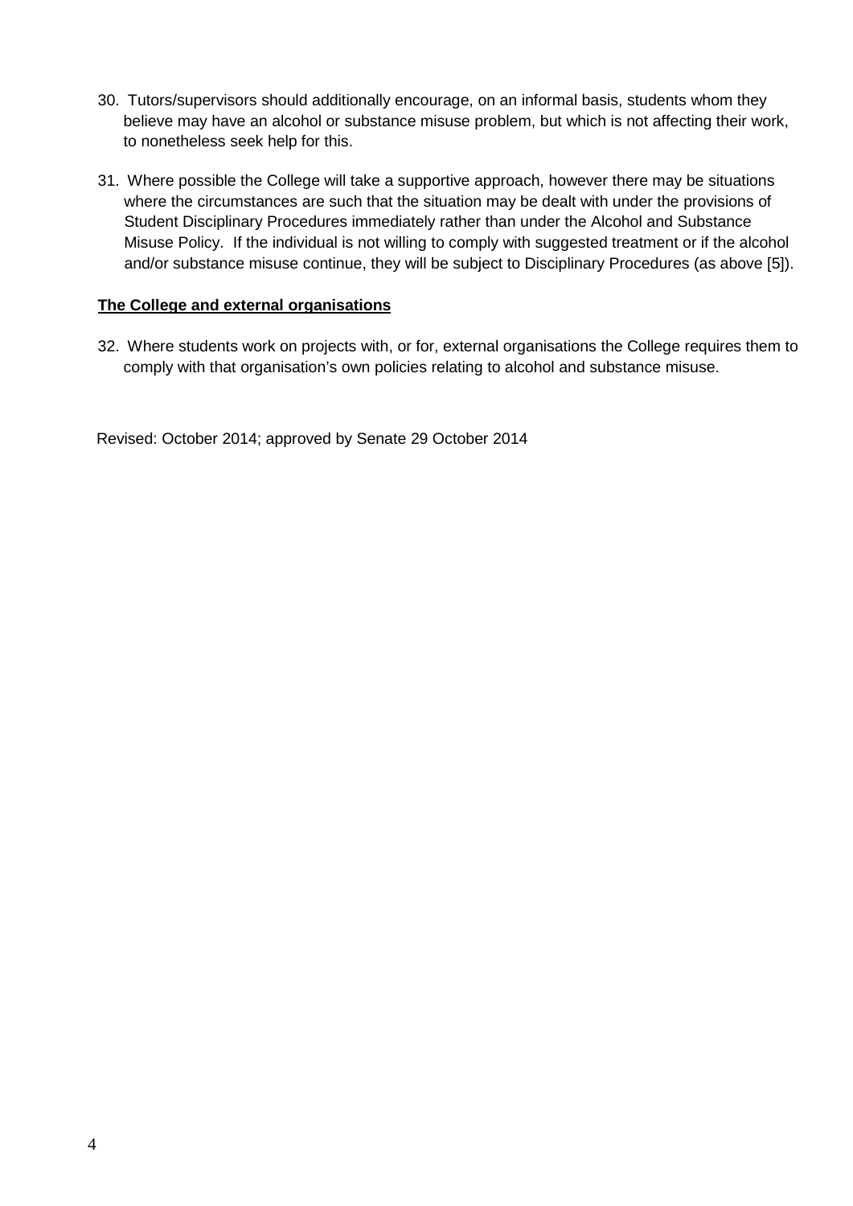30. Tutors/supervisors should additionally encourage, on an informal basis, students whom they believe may have an alcohol or substance misuse problem, but which is not affecting their work, to nonetheless seek help for this.

31. Where possible the College will take a supportive approach, however there may be situations where the circumstances are such that the situation may be dealt with under the provisions of Student Disciplinary Procedures immediately rather than under the Alcohol and Substance Misuse Policy. If the individual is not willing to comply with suggested treatment or if the alcohol and/or substance misuse continue, they will be subject to Disciplinary Procedures (as above [5]).

**The College and external organisations**

32. Where students work on projects with, or for, external organisations the College requires them to comply with that organisation's own policies relating to alcohol and substance misuse.

Revised: October 2014; approved by Senate 29 October 2014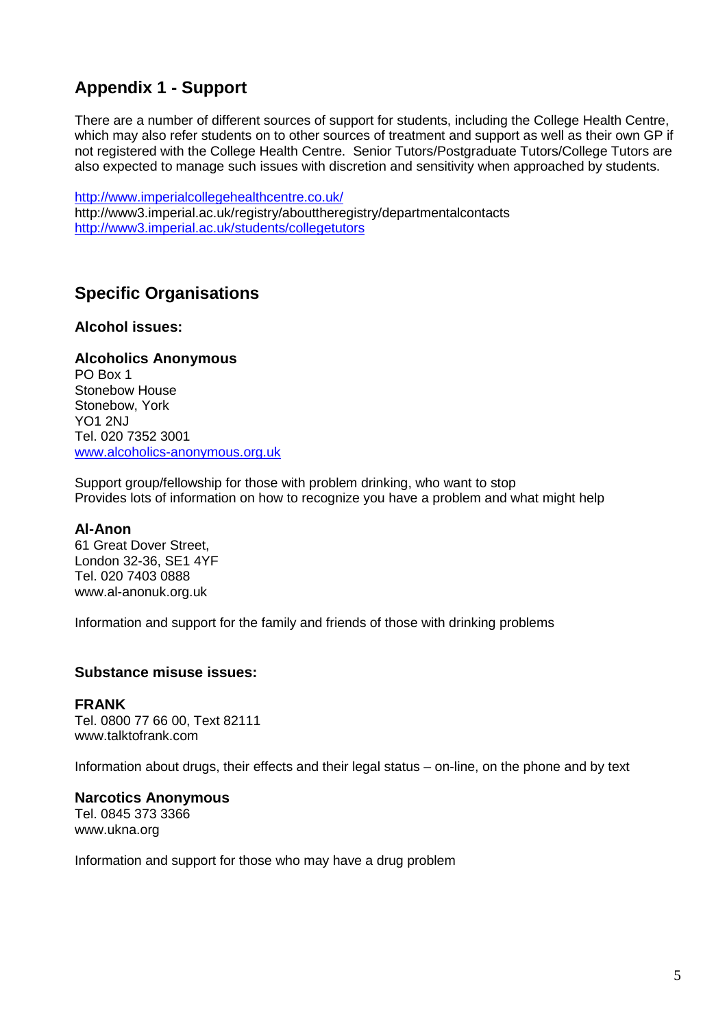## Appendix 1 - Support

There are a number of different sources of support for students, including the College Health Centre, which may also refer students on to other sources of treatment and support as well as their own GP if not registered with the College Health Centre. Senior Tutors/Postgraduate Tutors/College Tutors are also expected to manage such issues with discretion and sensitivity when approached by students.

http://www.imperialcollegehealthcentre.co.uk/
http://www3.imperial.ac.uk/registry/abouttheregistry/departmentalcontacts
http://www3.imperial.ac.uk/students/collegetutors

## Specific Organisations

### Alcohol issues:

**Alcoholics Anonymous**
PO Box 1
Stonebow House
Stonebow, York
YO1 2NJ
Tel. 020 7352 3001
www.alcoholics-anonymous.org.uk

Support group/fellowship for those with problem drinking, who want to stop
Provides lots of information on how to recognize you have a problem and what might help

**Al-Anon**
61 Great Dover Street,
London 32-36, SE1 4YF
Tel. 020 7403 0888
www.al-anonuk.org.uk

Information and support for the family and friends of those with drinking problems

### Substance misuse issues:

**FRANK**
Tel. 0800 77 66 00, Text 82111
www.talktofrank.com

Information about drugs, their effects and their legal status – on-line, on the phone and by text

**Narcotics Anonymous**
Tel. 0845 373 3366
www.ukna.org

Information and support for those who may have a drug problem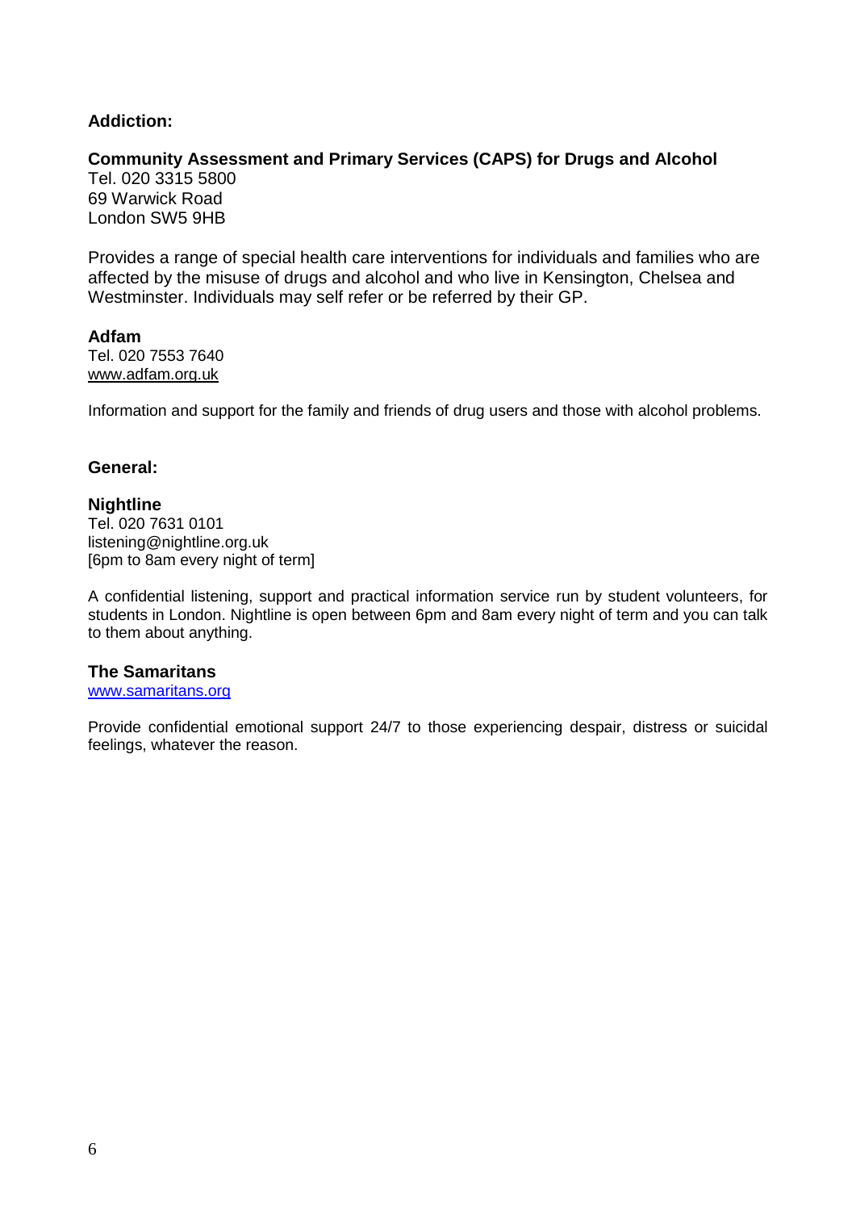## Addiction:

### Community Assessment and Primary Services (CAPS) for Drugs and Alcohol

Tel. 020 3315 5800
69 Warwick Road
London SW5 9HB

Provides a range of special health care interventions for individuals and families who are affected by the misuse of drugs and alcohol and who live in Kensington, Chelsea and Westminster. Individuals may self refer or be referred by their GP.

### Adfam

Tel. 020 7553 7640
www.adfam.org.uk

Information and support for the family and friends of drug users and those with alcohol problems.

## General:

### Nightline

Tel. 020 7631 0101
listening@nightline.org.uk
[6pm to 8am every night of term]

A confidential listening, support and practical information service run by student volunteers, for students in London. Nightline is open between 6pm and 8am every night of term and you can talk to them about anything.

### The Samaritans

www.samaritans.org

Provide confidential emotional support 24/7 to those experiencing despair, distress or suicidal feelings, whatever the reason.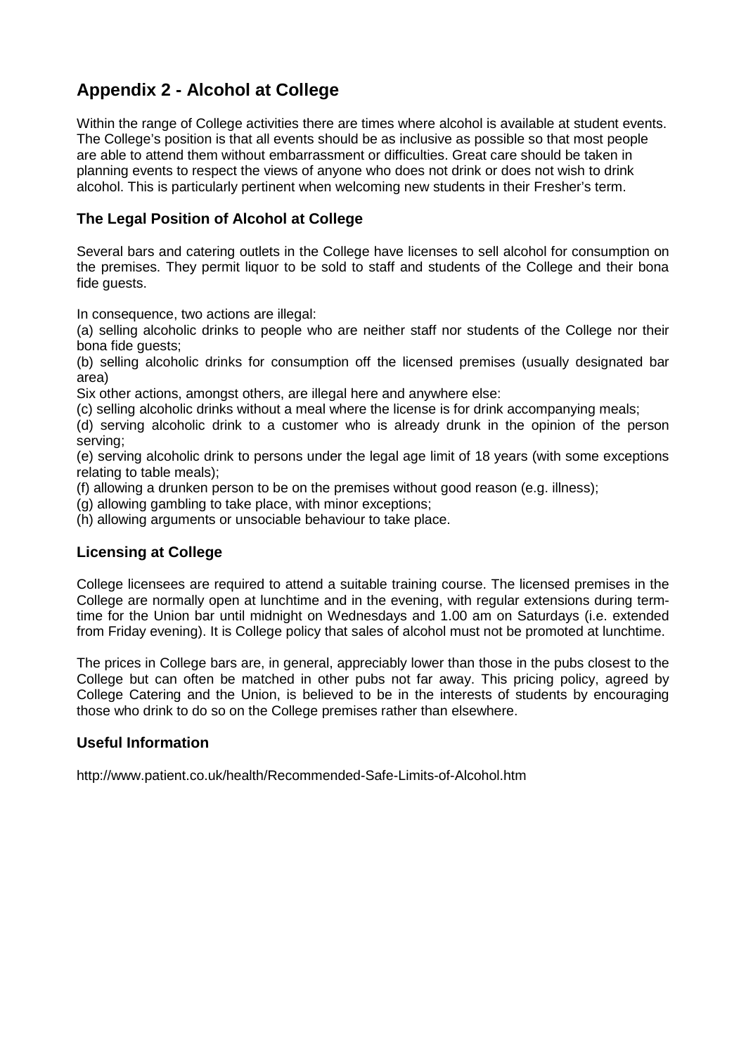## Appendix 2 - Alcohol at College

Within the range of College activities there are times where alcohol is available at student events. The College's position is that all events should be as inclusive as possible so that most people are able to attend them without embarrassment or difficulties. Great care should be taken in planning events to respect the views of anyone who does not drink or does not wish to drink alcohol. This is particularly pertinent when welcoming new students in their Fresher's term.

### The Legal Position of Alcohol at College

Several bars and catering outlets in the College have licenses to sell alcohol for consumption on the premises. They permit liquor to be sold to staff and students of the College and their bona fide guests.

In consequence, two actions are illegal:

(a) selling alcoholic drinks to people who are neither staff nor students of the College nor their bona fide guests;

(b) selling alcoholic drinks for consumption off the licensed premises (usually designated bar area)

Six other actions, amongst others, are illegal here and anywhere else:

(c) selling alcoholic drinks without a meal where the license is for drink accompanying meals;

(d) serving alcoholic drink to a customer who is already drunk in the opinion of the person serving;

(e) serving alcoholic drink to persons under the legal age limit of 18 years (with some exceptions relating to table meals);

(f) allowing a drunken person to be on the premises without good reason (e.g. illness);

(g) allowing gambling to take place, with minor exceptions;

(h) allowing arguments or unsociable behaviour to take place.

### Licensing at College

College licensees are required to attend a suitable training course. The licensed premises in the College are normally open at lunchtime and in the evening, with regular extensions during term-time for the Union bar until midnight on Wednesdays and 1.00 am on Saturdays (i.e. extended from Friday evening). It is College policy that sales of alcohol must not be promoted at lunchtime.

The prices in College bars are, in general, appreciably lower than those in the pubs closest to the College but can often be matched in other pubs not far away. This pricing policy, agreed by College Catering and the Union, is believed to be in the interests of students by encouraging those who drink to do so on the College premises rather than elsewhere.

### Useful Information

http://www.patient.co.uk/health/Recommended-Safe-Limits-of-Alcohol.htm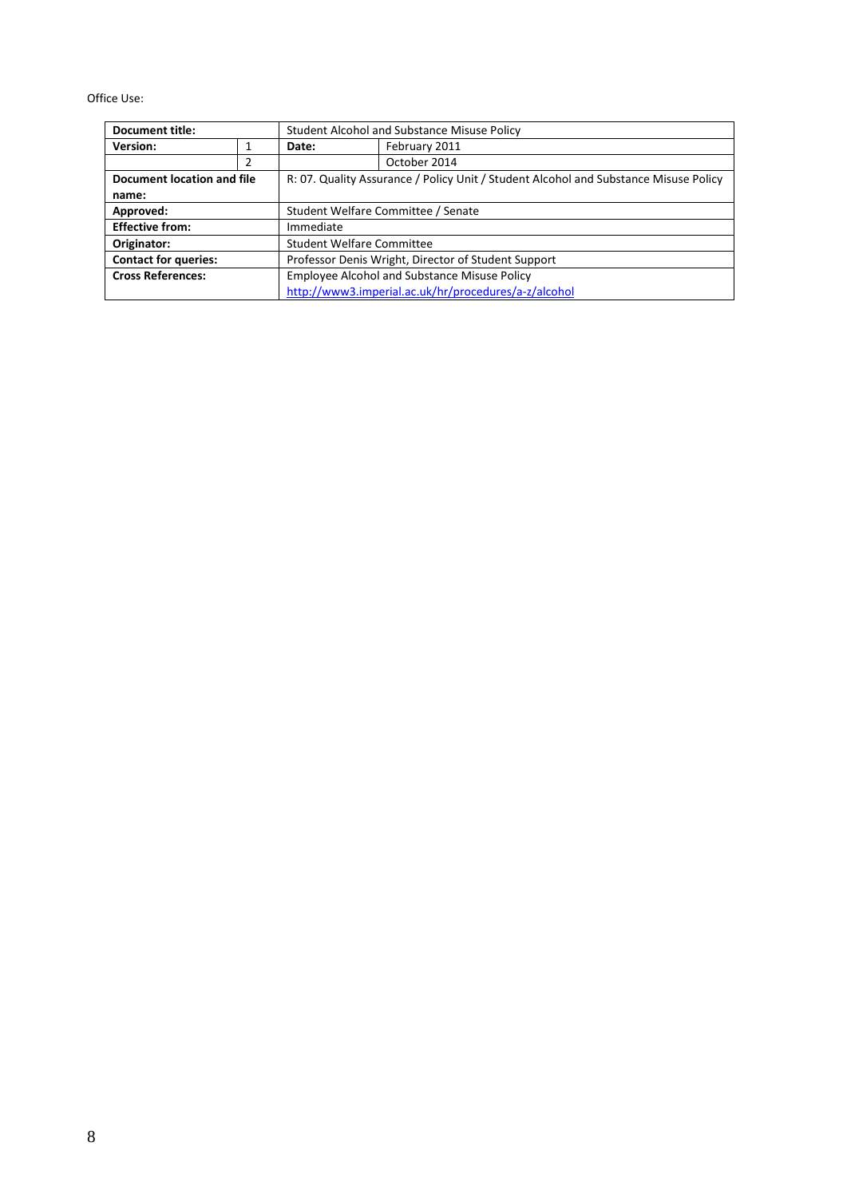Office Use:

| | | | |
|---|---|---|---|
| **Document title:** | | Student Alcohol and Substance Misuse Policy | |
| **Version:** | 1 | **Date:** | February 2011 |
| | 2 | | October 2014 |
| **Document location and file name:** | | R: 07. Quality Assurance / Policy Unit / Student Alcohol and Substance Misuse Policy | |
| **Approved:** | | Student Welfare Committee / Senate | |
| **Effective from:** | | Immediate | |
| **Originator:** | | Student Welfare Committee | |
| **Contact for queries:** | | Professor Denis Wright, Director of Student Support | |
| **Cross References:** | | Employee Alcohol and Substance Misuse Policy http://www3.imperial.ac.uk/hr/procedures/a-z/alcohol | |